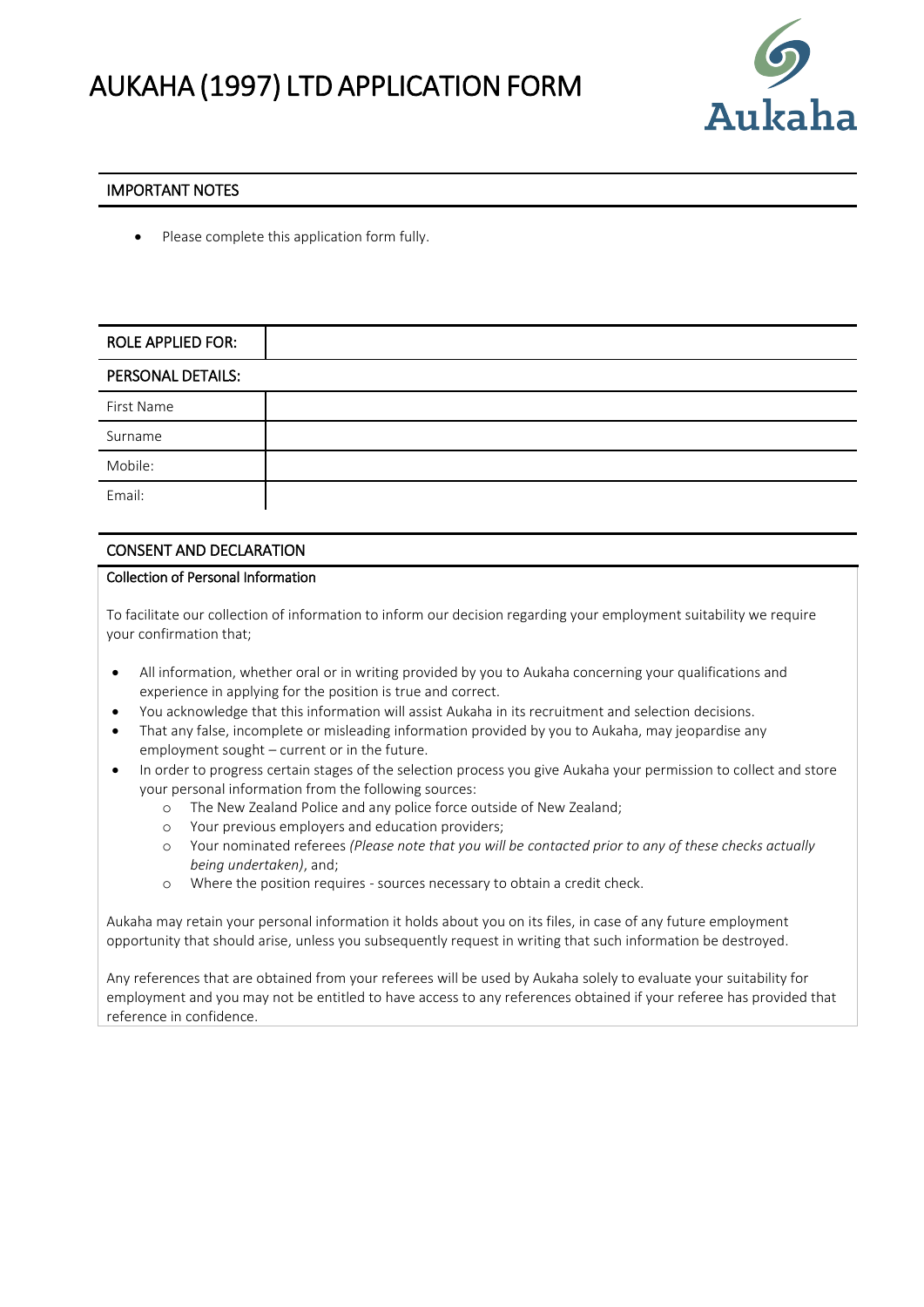# AUKAHA (1997) LTD APPLICATION FORM

Aukaha

## IMPORTANT NOTES

- Please complete this application form fully.

| ROLE APPLIED FOR: | |
|---|---|
| **PERSONAL DETAILS:** | |
| First Name | |
| Surname | |
| Mobile: | |
| Email: | |

## CONSENT AND DECLARATION

### Collection of Personal Information

To facilitate our collection of information to inform our decision regarding your employment suitability we require your confirmation that;

- All information, whether oral or in writing provided by you to Aukaha concerning your qualifications and experience in applying for the position is true and correct.
- You acknowledge that this information will assist Aukaha in its recruitment and selection decisions.
- That any false, incomplete or misleading information provided by you to Aukaha, may jeopardise any employment sought – current or in the future.
- In order to progress certain stages of the selection process you give Aukaha your permission to collect and store your personal information from the following sources:
  - The New Zealand Police and any police force outside of New Zealand;
  - Your previous employers and education providers;
  - Your nominated referees *(Please note that you will be contacted prior to any of these checks actually being undertaken)*, and;
  - Where the position requires - sources necessary to obtain a credit check.

Aukaha may retain your personal information it holds about you on its files, in case of any future employment opportunity that should arise, unless you subsequently request in writing that such information be destroyed.

Any references that are obtained from your referees will be used by Aukaha solely to evaluate your suitability for employment and you may not be entitled to have access to any references obtained if your referee has provided that reference in confidence.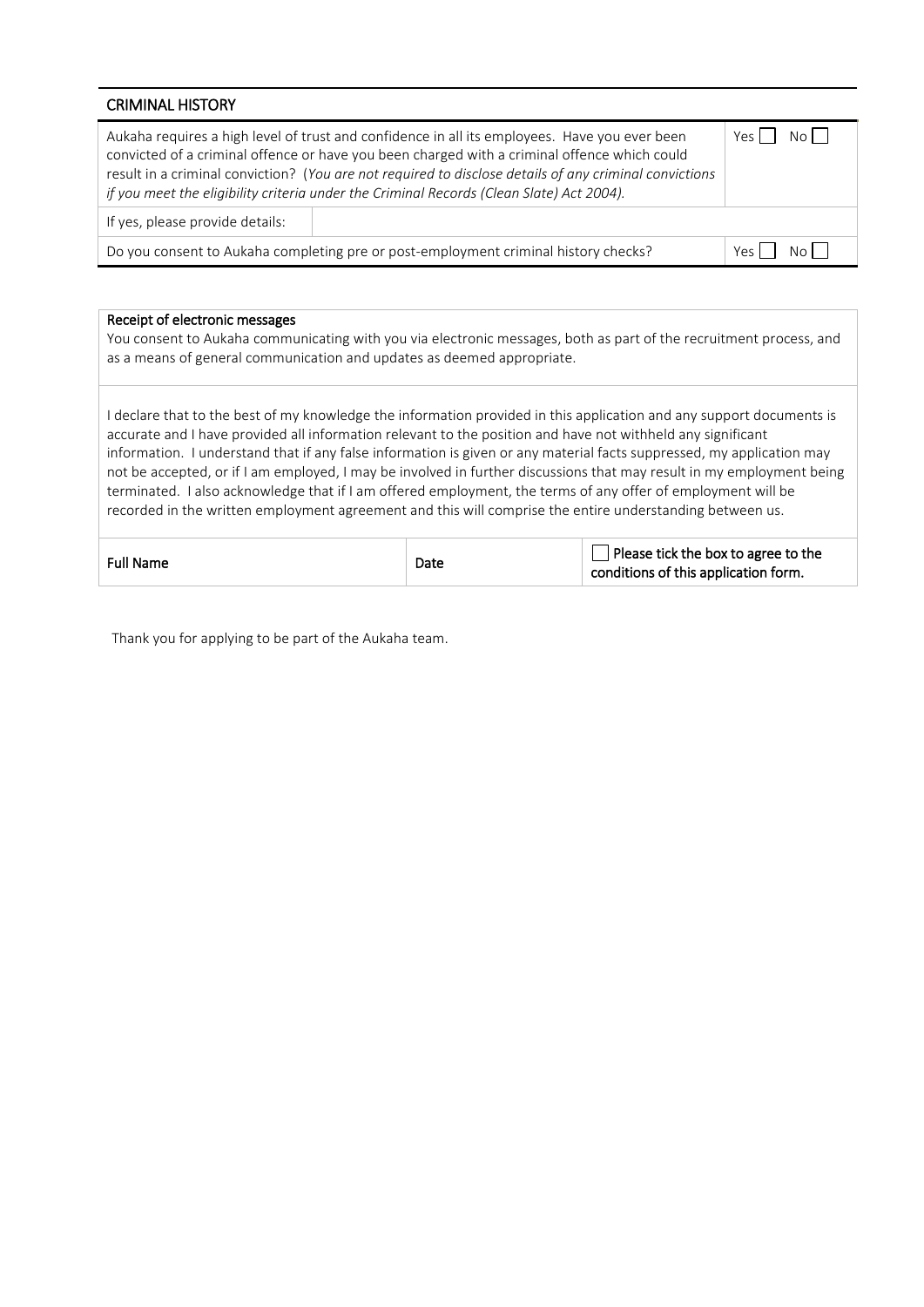## CRIMINAL HISTORY

| | |
|---|---|
| Aukaha requires a high level of trust and confidence in all its employees. Have you ever been convicted of a criminal offence or have you been charged with a criminal offence which could result in a criminal conviction? (*You are not required to disclose details of any criminal convictions if you meet the eligibility criteria under the Criminal Records (Clean Slate) Act 2004).* | Yes ☐ No ☐ |
| If yes, please provide details: | |
| Do you consent to Aukaha completing pre or post-employment criminal history checks? | Yes ☐ No ☐ |

**Receipt of electronic messages**
You consent to Aukaha communicating with you via electronic messages, both as part of the recruitment process, and as a means of general communication and updates as deemed appropriate.

I declare that to the best of my knowledge the information provided in this application and any support documents is accurate and I have provided all information relevant to the position and have not withheld any significant information. I understand that if any false information is given or any material facts suppressed, my application may not be accepted, or if I am employed, I may be involved in further discussions that may result in my employment being terminated. I also acknowledge that if I am offered employment, the terms of any offer of employment will be recorded in the written employment agreement and this will comprise the entire understanding between us.

| | | |
|---|---|---|
| Full Name | Date | ☐ Please tick the box to agree to the conditions of this application form. |

Thank you for applying to be part of the Aukaha team.